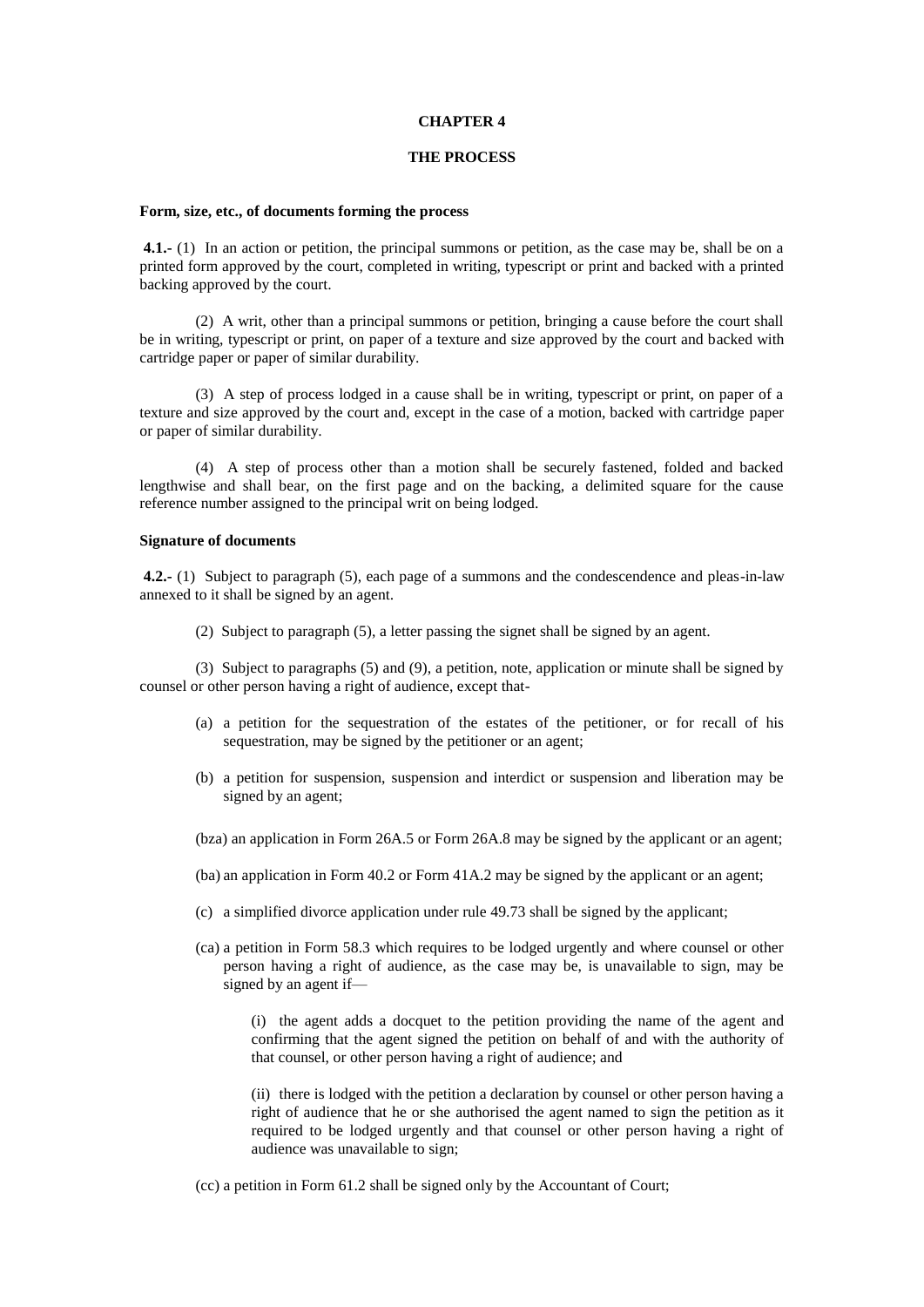# CHAPTER 4

## THE PROCESS

### Form, size, etc., of documents forming the process

**4.1.-** (1) In an action or petition, the principal summons or petition, as the case may be, shall be on a printed form approved by the court, completed in writing, typescript or print and backed with a printed backing approved by the court.

(2) A writ, other than a principal summons or petition, bringing a cause before the court shall be in writing, typescript or print, on paper of a texture and size approved by the court and backed with cartridge paper or paper of similar durability.

(3) A step of process lodged in a cause shall be in writing, typescript or print, on paper of a texture and size approved by the court and, except in the case of a motion, backed with cartridge paper or paper of similar durability.

(4) A step of process other than a motion shall be securely fastened, folded and backed lengthwise and shall bear, on the first page and on the backing, a delimited square for the cause reference number assigned to the principal writ on being lodged.

### Signature of documents

**4.2.-** (1) Subject to paragraph (5), each page of a summons and the condescendence and pleas-in-law annexed to it shall be signed by an agent.

(2) Subject to paragraph (5), a letter passing the signet shall be signed by an agent.

(3) Subject to paragraphs (5) and (9), a petition, note, application or minute shall be signed by counsel or other person having a right of audience, except that-

- (a) a petition for the sequestration of the estates of the petitioner, or for recall of his sequestration, may be signed by the petitioner or an agent;
- (b) a petition for suspension, suspension and interdict or suspension and liberation may be signed by an agent;
- (bza) an application in Form 26A.5 or Form 26A.8 may be signed by the applicant or an agent;
- (ba) an application in Form 40.2 or Form 41A.2 may be signed by the applicant or an agent;
- (c) a simplified divorce application under rule 49.73 shall be signed by the applicant;
- (ca) a petition in Form 58.3 which requires to be lodged urgently and where counsel or other person having a right of audience, as the case may be, is unavailable to sign, may be signed by an agent if—

  (i) the agent adds a docquet to the petition providing the name of the agent and confirming that the agent signed the petition on behalf of and with the authority of that counsel, or other person having a right of audience; and

  (ii) there is lodged with the petition a declaration by counsel or other person having a right of audience that he or she authorised the agent named to sign the petition as it required to be lodged urgently and that counsel or other person having a right of audience was unavailable to sign;

- (cc) a petition in Form 61.2 shall be signed only by the Accountant of Court;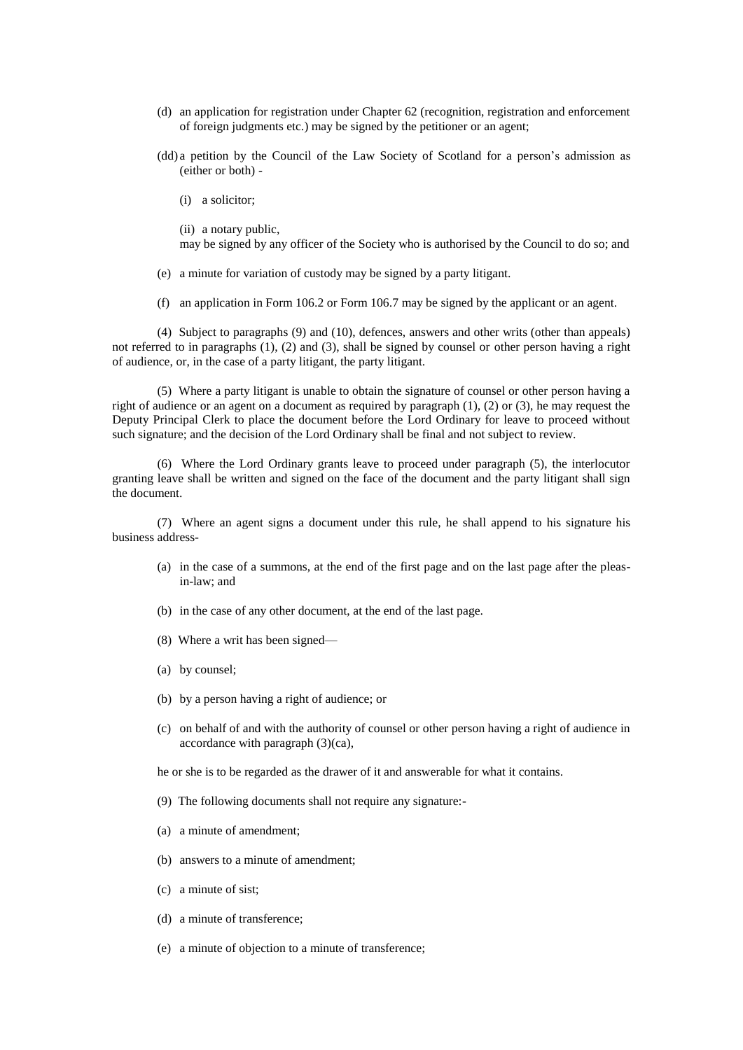(d) an application for registration under Chapter 62 (recognition, registration and enforcement of foreign judgments etc.) may be signed by the petitioner or an agent;

(dd) a petition by the Council of the Law Society of Scotland for a person's admission as (either or both) -

(i) a solicitor;

(ii) a notary public,

may be signed by any officer of the Society who is authorised by the Council to do so; and

(e) a minute for variation of custody may be signed by a party litigant.

(f) an application in Form 106.2 or Form 106.7 may be signed by the applicant or an agent.

(4) Subject to paragraphs (9) and (10), defences, answers and other writs (other than appeals) not referred to in paragraphs (1), (2) and (3), shall be signed by counsel or other person having a right of audience, or, in the case of a party litigant, the party litigant.

(5) Where a party litigant is unable to obtain the signature of counsel or other person having a right of audience or an agent on a document as required by paragraph (1), (2) or (3), he may request the Deputy Principal Clerk to place the document before the Lord Ordinary for leave to proceed without such signature; and the decision of the Lord Ordinary shall be final and not subject to review.

(6) Where the Lord Ordinary grants leave to proceed under paragraph (5), the interlocutor granting leave shall be written and signed on the face of the document and the party litigant shall sign the document.

(7) Where an agent signs a document under this rule, he shall append to his signature his business address-

(a) in the case of a summons, at the end of the first page and on the last page after the pleas-in-law; and

(b) in the case of any other document, at the end of the last page.

(8) Where a writ has been signed—

(a) by counsel;

(b) by a person having a right of audience; or

(c) on behalf of and with the authority of counsel or other person having a right of audience in accordance with paragraph (3)(ca),

he or she is to be regarded as the drawer of it and answerable for what it contains.

(9) The following documents shall not require any signature:-

(a) a minute of amendment;

(b) answers to a minute of amendment;

(c) a minute of sist;

(d) a minute of transference;

(e) a minute of objection to a minute of transference;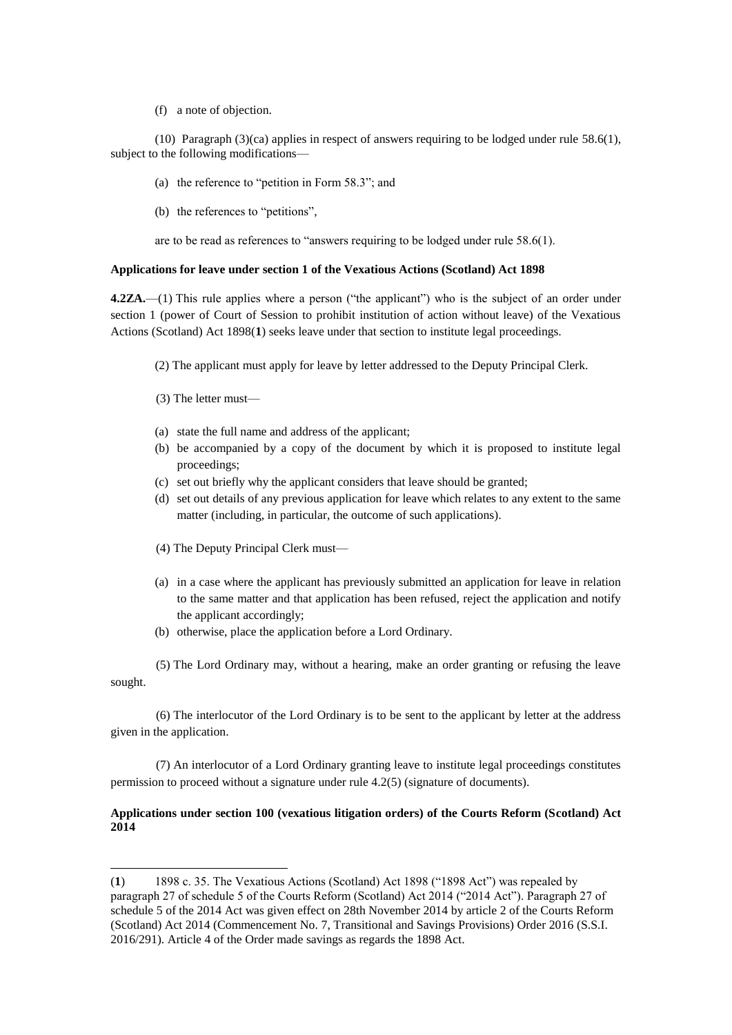(f) a note of objection.

(10) Paragraph (3)(ca) applies in respect of answers requiring to be lodged under rule 58.6(1), subject to the following modifications—

(a) the reference to "petition in Form 58.3"; and

(b) the references to "petitions",

are to be read as references to "answers requiring to be lodged under rule 58.6(1).

**Applications for leave under section 1 of the Vexatious Actions (Scotland) Act 1898**

**4.2ZA.**—(1) This rule applies where a person ("the applicant") who is the subject of an order under section 1 (power of Court of Session to prohibit institution of action without leave) of the Vexatious Actions (Scotland) Act 1898(**1**) seeks leave under that section to institute legal proceedings.

(2) The applicant must apply for leave by letter addressed to the Deputy Principal Clerk.

(3) The letter must—

(a) state the full name and address of the applicant;
(b) be accompanied by a copy of the document by which it is proposed to institute legal proceedings;
(c) set out briefly why the applicant considers that leave should be granted;
(d) set out details of any previous application for leave which relates to any extent to the same matter (including, in particular, the outcome of such applications).

(4) The Deputy Principal Clerk must—

(a) in a case where the applicant has previously submitted an application for leave in relation to the same matter and that application has been refused, reject the application and notify the applicant accordingly;
(b) otherwise, place the application before a Lord Ordinary.

(5) The Lord Ordinary may, without a hearing, make an order granting or refusing the leave sought.

(6) The interlocutor of the Lord Ordinary is to be sent to the applicant by letter at the address given in the application.

(7) An interlocutor of a Lord Ordinary granting leave to institute legal proceedings constitutes permission to proceed without a signature under rule 4.2(5) (signature of documents).

**Applications under section 100 (vexatious litigation orders) of the Courts Reform (Scotland) Act 2014**

---

(**1**) 1898 c. 35. The Vexatious Actions (Scotland) Act 1898 ("1898 Act") was repealed by paragraph 27 of schedule 5 of the Courts Reform (Scotland) Act 2014 ("2014 Act"). Paragraph 27 of schedule 5 of the 2014 Act was given effect on 28th November 2014 by article 2 of the Courts Reform (Scotland) Act 2014 (Commencement No. 7, Transitional and Savings Provisions) Order 2016 (S.S.I. 2016/291). Article 4 of the Order made savings as regards the 1898 Act.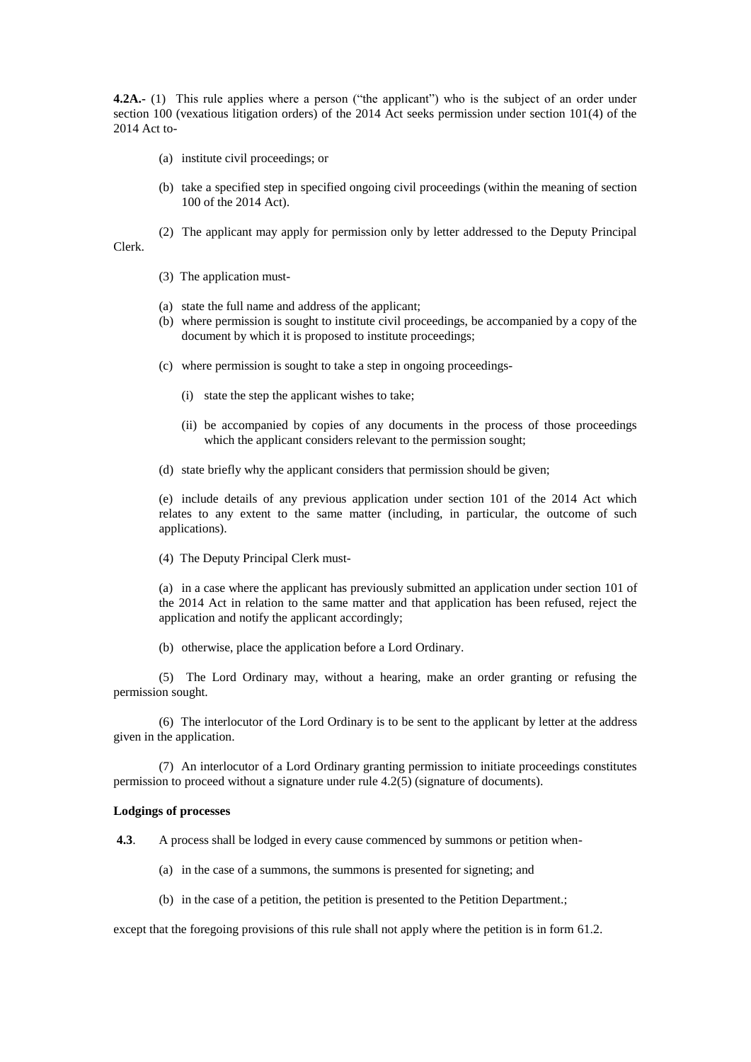**4.2A.-** (1) This rule applies where a person ("the applicant") who is the subject of an order under section 100 (vexatious litigation orders) of the 2014 Act seeks permission under section 101(4) of the 2014 Act to-

(a) institute civil proceedings; or

(b) take a specified step in specified ongoing civil proceedings (within the meaning of section 100 of the 2014 Act).

(2) The applicant may apply for permission only by letter addressed to the Deputy Principal Clerk.

(3) The application must-

(a) state the full name and address of the applicant;

(b) where permission is sought to institute civil proceedings, be accompanied by a copy of the document by which it is proposed to institute proceedings;

(c) where permission is sought to take a step in ongoing proceedings-

(i) state the step the applicant wishes to take;

(ii) be accompanied by copies of any documents in the process of those proceedings which the applicant considers relevant to the permission sought;

(d) state briefly why the applicant considers that permission should be given;

(e) include details of any previous application under section 101 of the 2014 Act which relates to any extent to the same matter (including, in particular, the outcome of such applications).

(4) The Deputy Principal Clerk must-

(a) in a case where the applicant has previously submitted an application under section 101 of the 2014 Act in relation to the same matter and that application has been refused, reject the application and notify the applicant accordingly;

(b) otherwise, place the application before a Lord Ordinary.

(5) The Lord Ordinary may, without a hearing, make an order granting or refusing the permission sought.

(6) The interlocutor of the Lord Ordinary is to be sent to the applicant by letter at the address given in the application.

(7) An interlocutor of a Lord Ordinary granting permission to initiate proceedings constitutes permission to proceed without a signature under rule 4.2(5) (signature of documents).

**Lodgings of processes**

**4.3**. A process shall be lodged in every cause commenced by summons or petition when-

(a) in the case of a summons, the summons is presented for signeting; and

(b) in the case of a petition, the petition is presented to the Petition Department.;

except that the foregoing provisions of this rule shall not apply where the petition is in form 61.2.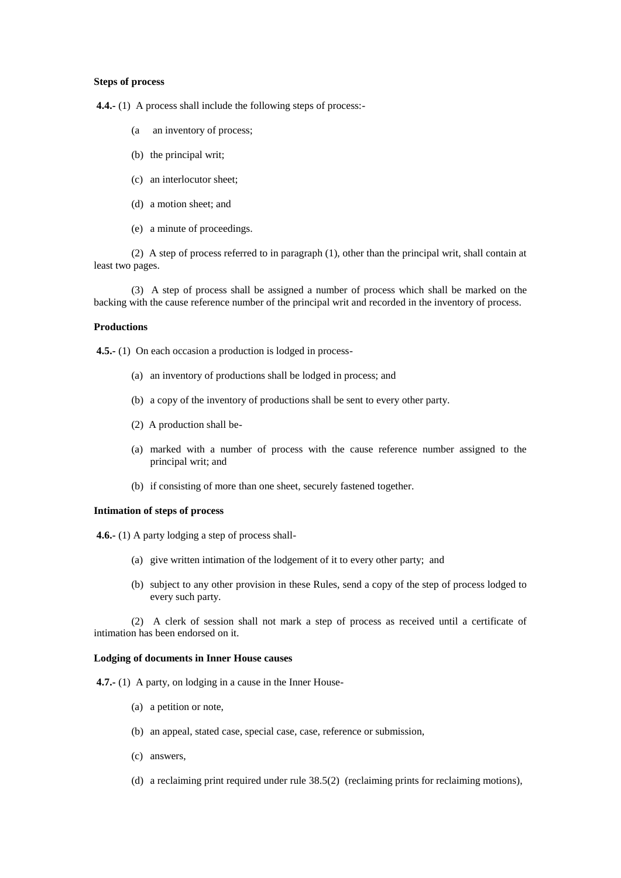**Steps of process**

**4.4.-** (1) A process shall include the following steps of process:-

(a an inventory of process;

(b) the principal writ;

(c) an interlocutor sheet;

(d) a motion sheet; and

(e) a minute of proceedings.

(2) A step of process referred to in paragraph (1), other than the principal writ, shall contain at least two pages.

(3) A step of process shall be assigned a number of process which shall be marked on the backing with the cause reference number of the principal writ and recorded in the inventory of process.

**Productions**

**4.5.-** (1) On each occasion a production is lodged in process-

(a) an inventory of productions shall be lodged in process; and

(b) a copy of the inventory of productions shall be sent to every other party.

(2) A production shall be-

(a) marked with a number of process with the cause reference number assigned to the principal writ; and

(b) if consisting of more than one sheet, securely fastened together.

**Intimation of steps of process**

**4.6.-** (1) A party lodging a step of process shall-

(a) give written intimation of the lodgement of it to every other party; and

(b) subject to any other provision in these Rules, send a copy of the step of process lodged to every such party.

(2) A clerk of session shall not mark a step of process as received until a certificate of intimation has been endorsed on it.

**Lodging of documents in Inner House causes**

**4.7.-** (1) A party, on lodging in a cause in the Inner House-

(a) a petition or note,

(b) an appeal, stated case, special case, case, reference or submission,

(c) answers,

(d) a reclaiming print required under rule 38.5(2) (reclaiming prints for reclaiming motions),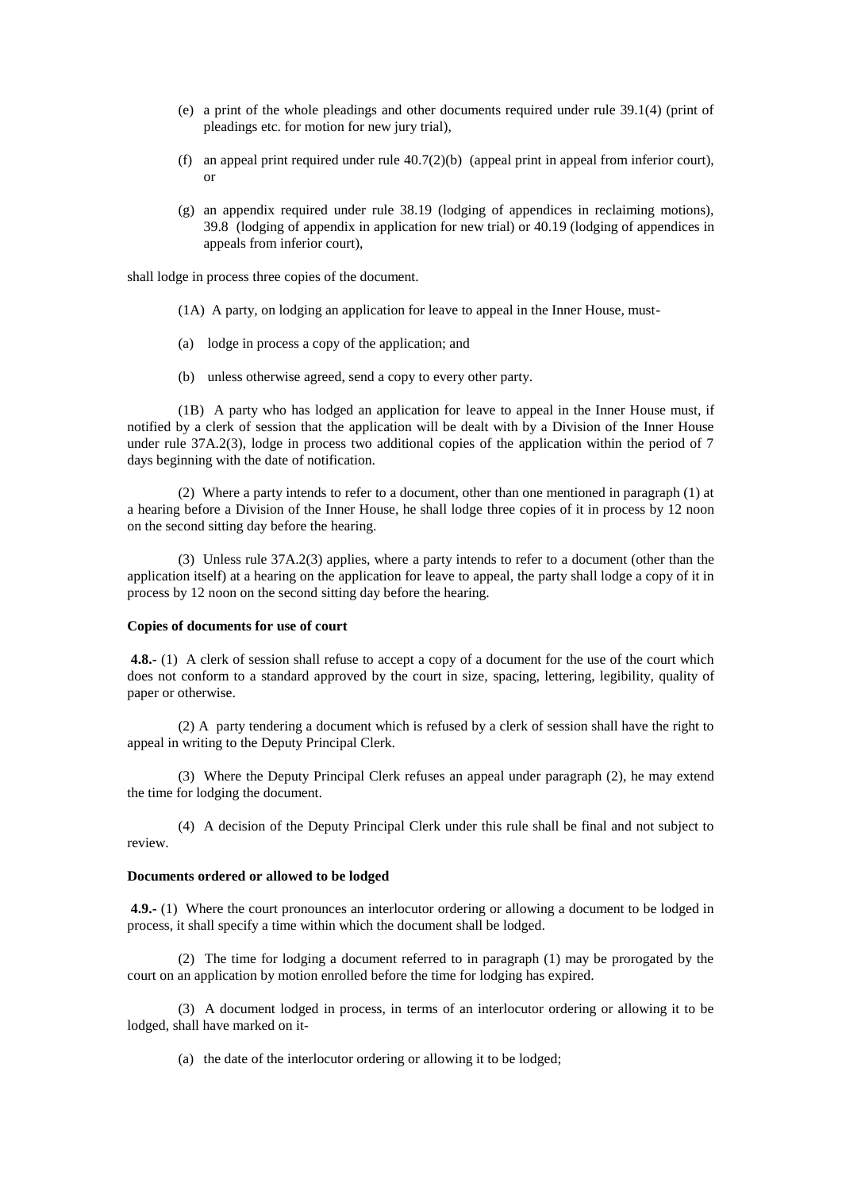(e) a print of the whole pleadings and other documents required under rule 39.1(4) (print of pleadings etc. for motion for new jury trial),

(f) an appeal print required under rule 40.7(2)(b) (appeal print in appeal from inferior court), or

(g) an appendix required under rule 38.19 (lodging of appendices in reclaiming motions), 39.8 (lodging of appendix in application for new trial) or 40.19 (lodging of appendices in appeals from inferior court),

shall lodge in process three copies of the document.

(1A) A party, on lodging an application for leave to appeal in the Inner House, must-

(a) lodge in process a copy of the application; and

(b) unless otherwise agreed, send a copy to every other party.

(1B) A party who has lodged an application for leave to appeal in the Inner House must, if notified by a clerk of session that the application will be dealt with by a Division of the Inner House under rule 37A.2(3), lodge in process two additional copies of the application within the period of 7 days beginning with the date of notification.

(2) Where a party intends to refer to a document, other than one mentioned in paragraph (1) at a hearing before a Division of the Inner House, he shall lodge three copies of it in process by 12 noon on the second sitting day before the hearing.

(3) Unless rule 37A.2(3) applies, where a party intends to refer to a document (other than the application itself) at a hearing on the application for leave to appeal, the party shall lodge a copy of it in process by 12 noon on the second sitting day before the hearing.

**Copies of documents for use of court**

**4.8.-** (1) A clerk of session shall refuse to accept a copy of a document for the use of the court which does not conform to a standard approved by the court in size, spacing, lettering, legibility, quality of paper or otherwise.

(2) A party tendering a document which is refused by a clerk of session shall have the right to appeal in writing to the Deputy Principal Clerk.

(3) Where the Deputy Principal Clerk refuses an appeal under paragraph (2), he may extend the time for lodging the document.

(4) A decision of the Deputy Principal Clerk under this rule shall be final and not subject to review.

**Documents ordered or allowed to be lodged**

**4.9.-** (1) Where the court pronounces an interlocutor ordering or allowing a document to be lodged in process, it shall specify a time within which the document shall be lodged.

(2) The time for lodging a document referred to in paragraph (1) may be prorogated by the court on an application by motion enrolled before the time for lodging has expired.

(3) A document lodged in process, in terms of an interlocutor ordering or allowing it to be lodged, shall have marked on it-

(a) the date of the interlocutor ordering or allowing it to be lodged;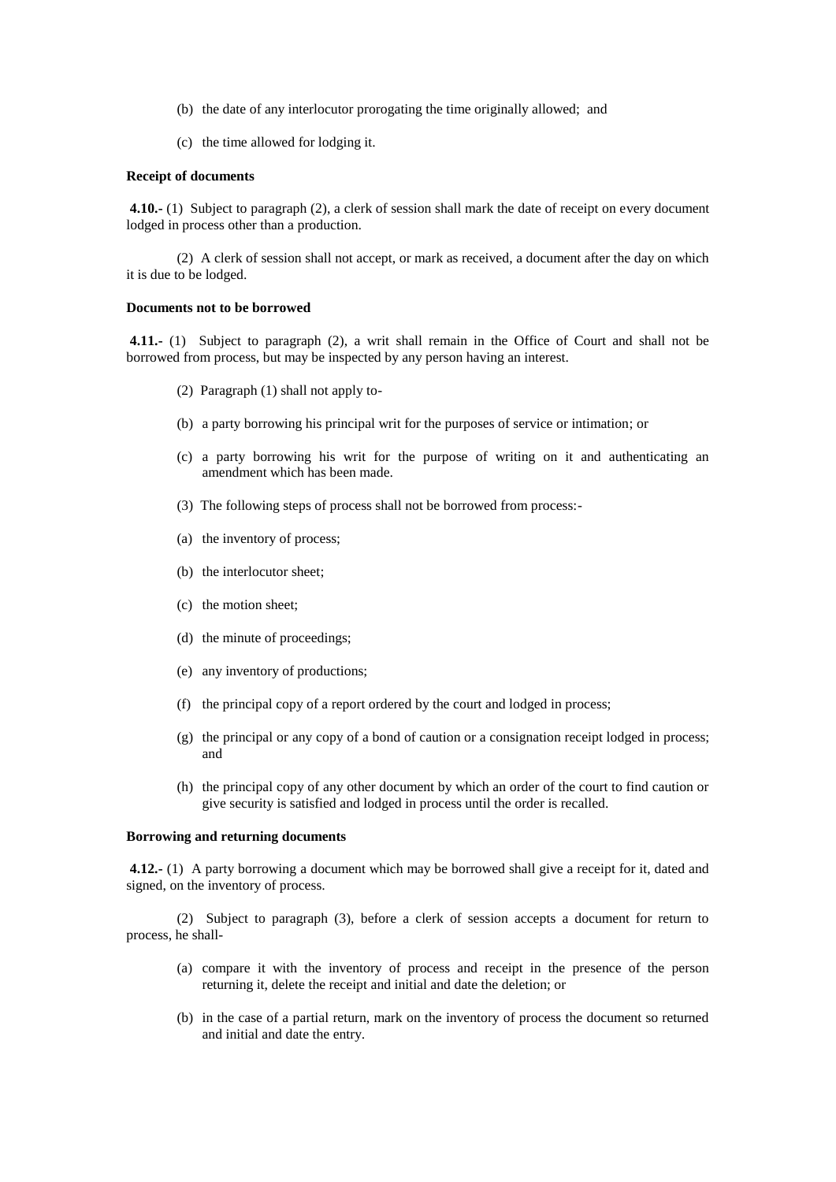(b) the date of any interlocutor prorogating the time originally allowed; and

(c) the time allowed for lodging it.

**Receipt of documents**

**4.10.-** (1) Subject to paragraph (2), a clerk of session shall mark the date of receipt on every document lodged in process other than a production.

(2) A clerk of session shall not accept, or mark as received, a document after the day on which it is due to be lodged.

**Documents not to be borrowed**

**4.11.-** (1) Subject to paragraph (2), a writ shall remain in the Office of Court and shall not be borrowed from process, but may be inspected by any person having an interest.

(2) Paragraph (1) shall not apply to-

(b) a party borrowing his principal writ for the purposes of service or intimation; or

(c) a party borrowing his writ for the purpose of writing on it and authenticating an amendment which has been made.

(3) The following steps of process shall not be borrowed from process:-

(a) the inventory of process;

(b) the interlocutor sheet;

(c) the motion sheet;

(d) the minute of proceedings;

(e) any inventory of productions;

(f) the principal copy of a report ordered by the court and lodged in process;

(g) the principal or any copy of a bond of caution or a consignation receipt lodged in process; and

(h) the principal copy of any other document by which an order of the court to find caution or give security is satisfied and lodged in process until the order is recalled.

**Borrowing and returning documents**

**4.12.-** (1) A party borrowing a document which may be borrowed shall give a receipt for it, dated and signed, on the inventory of process.

(2) Subject to paragraph (3), before a clerk of session accepts a document for return to process, he shall-

(a) compare it with the inventory of process and receipt in the presence of the person returning it, delete the receipt and initial and date the deletion; or

(b) in the case of a partial return, mark on the inventory of process the document so returned and initial and date the entry.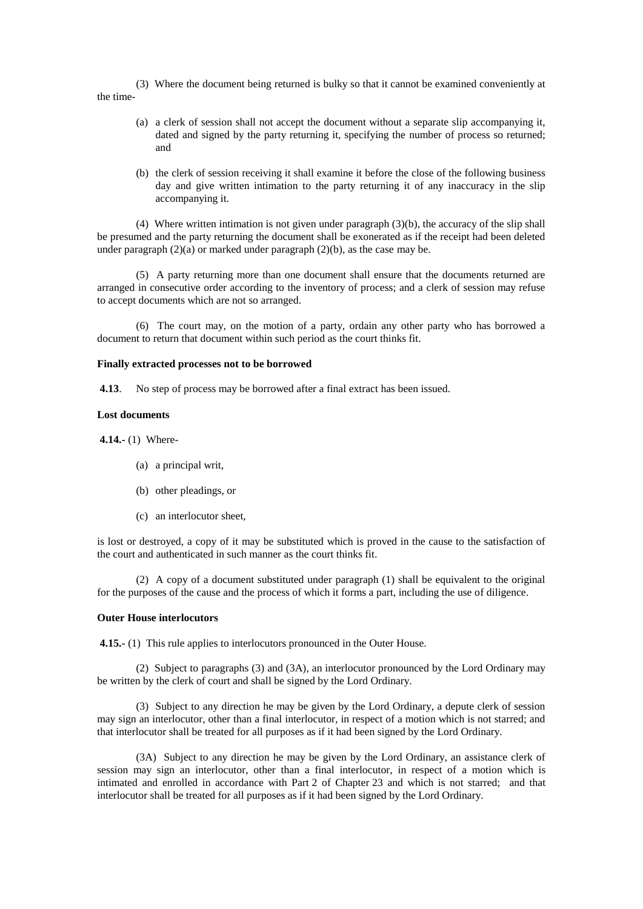(3) Where the document being returned is bulky so that it cannot be examined conveniently at the time-

(a) a clerk of session shall not accept the document without a separate slip accompanying it, dated and signed by the party returning it, specifying the number of process so returned; and

(b) the clerk of session receiving it shall examine it before the close of the following business day and give written intimation to the party returning it of any inaccuracy in the slip accompanying it.

(4) Where written intimation is not given under paragraph (3)(b), the accuracy of the slip shall be presumed and the party returning the document shall be exonerated as if the receipt had been deleted under paragraph (2)(a) or marked under paragraph (2)(b), as the case may be.

(5) A party returning more than one document shall ensure that the documents returned are arranged in consecutive order according to the inventory of process; and a clerk of session may refuse to accept documents which are not so arranged.

(6) The court may, on the motion of a party, ordain any other party who has borrowed a document to return that document within such period as the court thinks fit.

**Finally extracted processes not to be borrowed**

**4.13**. No step of process may be borrowed after a final extract has been issued.

**Lost documents**

**4.14.-** (1) Where-

(a) a principal writ,

(b) other pleadings, or

(c) an interlocutor sheet,

is lost or destroyed, a copy of it may be substituted which is proved in the cause to the satisfaction of the court and authenticated in such manner as the court thinks fit.

(2) A copy of a document substituted under paragraph (1) shall be equivalent to the original for the purposes of the cause and the process of which it forms a part, including the use of diligence.

**Outer House interlocutors**

**4.15.-** (1) This rule applies to interlocutors pronounced in the Outer House.

(2) Subject to paragraphs (3) and (3A), an interlocutor pronounced by the Lord Ordinary may be written by the clerk of court and shall be signed by the Lord Ordinary.

(3) Subject to any direction he may be given by the Lord Ordinary, a depute clerk of session may sign an interlocutor, other than a final interlocutor, in respect of a motion which is not starred; and that interlocutor shall be treated for all purposes as if it had been signed by the Lord Ordinary.

(3A) Subject to any direction he may be given by the Lord Ordinary, an assistance clerk of session may sign an interlocutor, other than a final interlocutor, in respect of a motion which is intimated and enrolled in accordance with Part 2 of Chapter 23 and which is not starred; and that interlocutor shall be treated for all purposes as if it had been signed by the Lord Ordinary.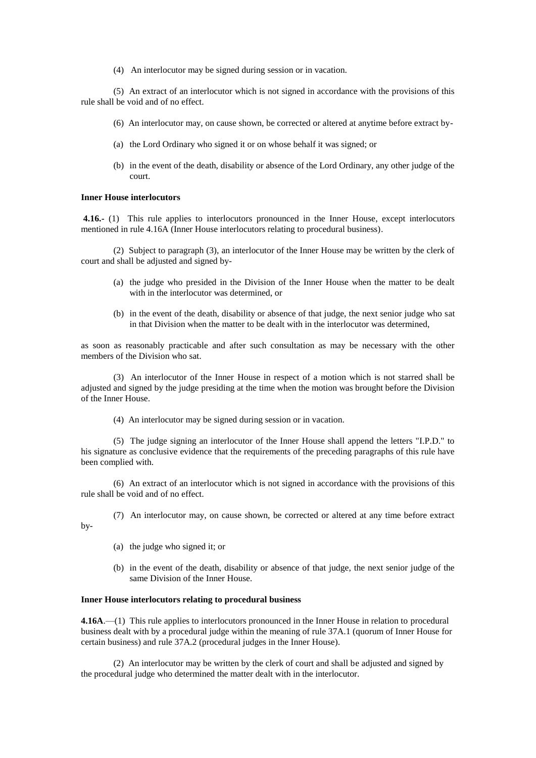(4) An interlocutor may be signed during session or in vacation.

(5) An extract of an interlocutor which is not signed in accordance with the provisions of this rule shall be void and of no effect.

(6) An interlocutor may, on cause shown, be corrected or altered at anytime before extract by-

(a) the Lord Ordinary who signed it or on whose behalf it was signed; or

(b) in the event of the death, disability or absence of the Lord Ordinary, any other judge of the court.

**Inner House interlocutors**

**4.16.-** (1) This rule applies to interlocutors pronounced in the Inner House, except interlocutors mentioned in rule 4.16A (Inner House interlocutors relating to procedural business).

(2) Subject to paragraph (3), an interlocutor of the Inner House may be written by the clerk of court and shall be adjusted and signed by-

(a) the judge who presided in the Division of the Inner House when the matter to be dealt with in the interlocutor was determined, or

(b) in the event of the death, disability or absence of that judge, the next senior judge who sat in that Division when the matter to be dealt with in the interlocutor was determined,

as soon as reasonably practicable and after such consultation as may be necessary with the other members of the Division who sat.

(3) An interlocutor of the Inner House in respect of a motion which is not starred shall be adjusted and signed by the judge presiding at the time when the motion was brought before the Division of the Inner House.

(4) An interlocutor may be signed during session or in vacation.

(5) The judge signing an interlocutor of the Inner House shall append the letters "I.P.D." to his signature as conclusive evidence that the requirements of the preceding paragraphs of this rule have been complied with.

(6) An extract of an interlocutor which is not signed in accordance with the provisions of this rule shall be void and of no effect.

(7) An interlocutor may, on cause shown, be corrected or altered at any time before extract by-

(a) the judge who signed it; or

(b) in the event of the death, disability or absence of that judge, the next senior judge of the same Division of the Inner House.

**Inner House interlocutors relating to procedural business**

**4.16A**.—(1) This rule applies to interlocutors pronounced in the Inner House in relation to procedural business dealt with by a procedural judge within the meaning of rule 37A.1 (quorum of Inner House for certain business) and rule 37A.2 (procedural judges in the Inner House).

(2) An interlocutor may be written by the clerk of court and shall be adjusted and signed by the procedural judge who determined the matter dealt with in the interlocutor.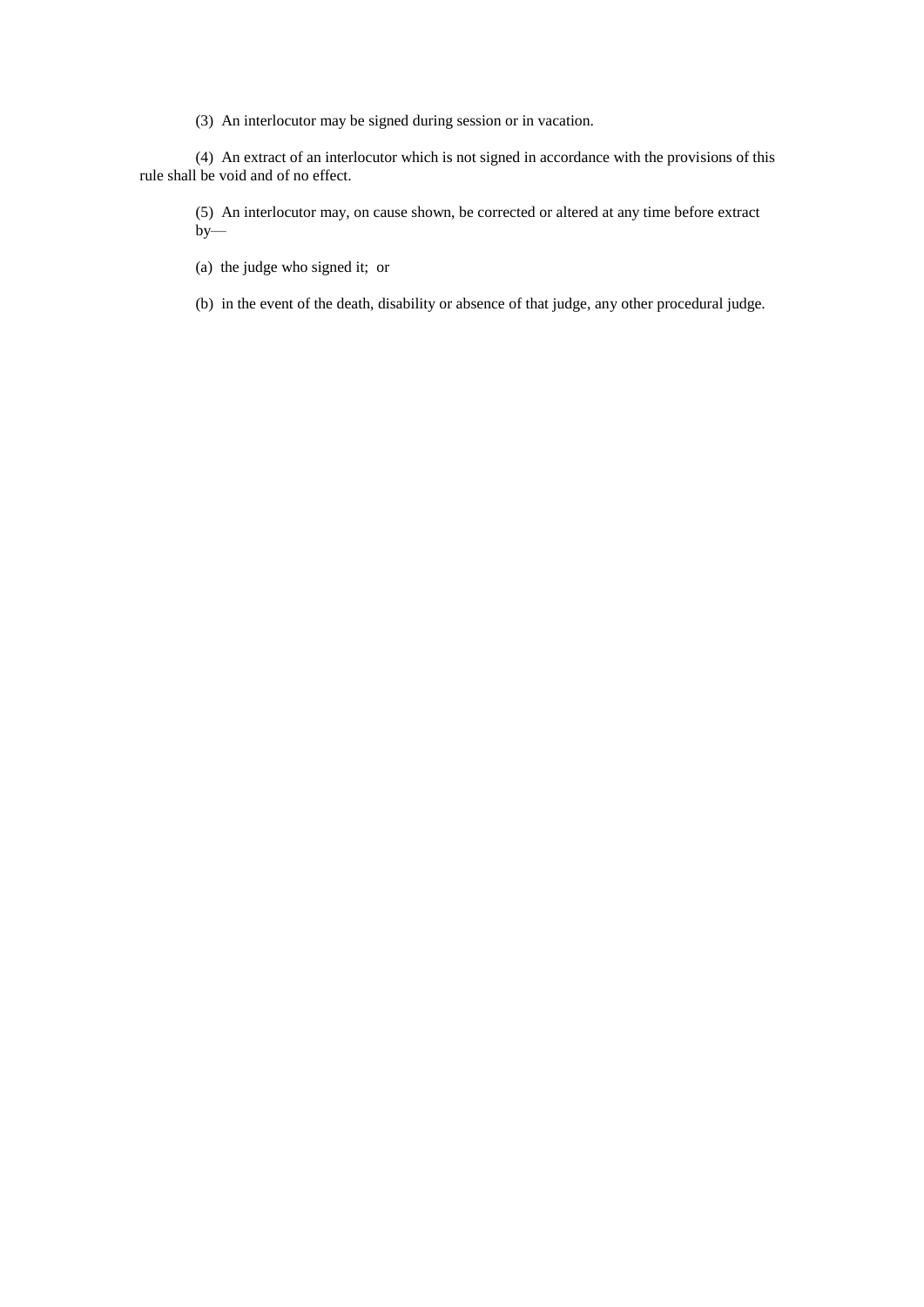(3) An interlocutor may be signed during session or in vacation.

(4) An extract of an interlocutor which is not signed in accordance with the provisions of this rule shall be void and of no effect.

(5) An interlocutor may, on cause shown, be corrected or altered at any time before extract by—

(a) the judge who signed it; or

(b) in the event of the death, disability or absence of that judge, any other procedural judge.